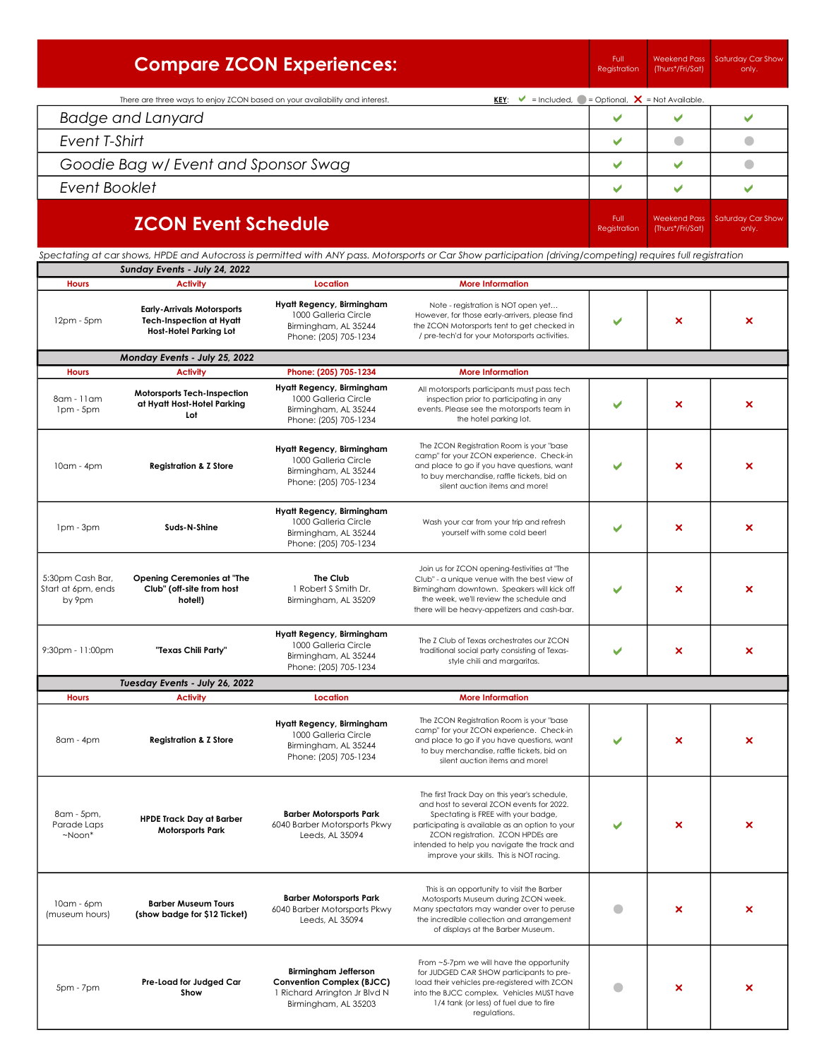# Compare ZCON Experiences:

There are three ways to enjoy ZCON based on your availability and interest.

**KEY:** ✔ = Included, ● = Optional, ✖ = Not Available.

| | Full Registration | Weekend Pass (Thurs*/Fri/Sat) | Saturday Car Show only. |
|---|---|---|---|
| *Badge and Lanyard* | ✔ | ✔ | ✔ |
| *Event T-Shirt* | ✔ | ● | ● |
| *Goodie Bag w/ Event and Sponsor Swag* | ✔ | ✔ | ● |
| *Event Booklet* | ✔ | ✔ | ✔ |

# ZCON Event Schedule

*Spectating at car shows, HPDE and Autocross is permitted with ANY pass. Motorsports or Car Show participation (driving/competing) requires full registration*

### Sunday Events - July 24, 2022

| Hours | Activity | Location | More Information | Full Registration | Weekend Pass (Thurs*/Fri/Sat) | Saturday Car Show only. |
|---|---|---|---|---|---|---|
| 12pm - 5pm | **Early-Arrivals Motorsports Tech-Inspection at Hyatt Host-Hotel Parking Lot** | **Hyatt Regency, Birmingham** 1000 Galleria Circle Birmingham, AL 35244 Phone: (205) 705-1234 | Note - registration is NOT open yet... However, for those early-arrivers, please find the ZCON Motorsports tent to get checked in / pre-tech'd for your Motorsports activities. | ✔ | ✖ | ✖ |

### Monday Events - July 25, 2022

| Hours | Activity | Phone: (205) 705-1234 | More Information | Full Registration | Weekend Pass (Thurs*/Fri/Sat) | Saturday Car Show only. |
|---|---|---|---|---|---|---|
| 8am - 11am<br>1pm - 5pm | **Motorsports Tech-Inspection at Hyatt Host-Hotel Parking Lot** | **Hyatt Regency, Birmingham** 1000 Galleria Circle Birmingham, AL 35244 Phone: (205) 705-1234 | All motorsports participants must pass tech inspection prior to participating in any events. Please see the motorsports team in the hotel parking lot. | ✔ | ✖ | ✖ |
| 10am - 4pm | **Registration & Z Store** | **Hyatt Regency, Birmingham** 1000 Galleria Circle Birmingham, AL 35244 Phone: (205) 705-1234 | The ZCON Registration Room is your "base camp" for your ZCON experience. Check-in and place to go if you have questions, want to buy merchandise, raffle tickets, bid on silent auction items and more! | ✔ | ✖ | ✖ |
| 1pm - 3pm | **Suds-N-Shine** | **Hyatt Regency, Birmingham** 1000 Galleria Circle Birmingham, AL 35244 Phone: (205) 705-1234 | Wash your car from your trip and refresh yourself with some cold beer! | ✔ | ✖ | ✖ |
| 5:30pm Cash Bar, Start at 6pm, ends by 9pm | **Opening Ceremonies at "The Club" (off-site from host hotel!)** | **The Club** 1 Robert S Smith Dr. Birmingham, AL 35209 | Join us for ZCON opening-festivities at "The Club" - a unique venue with the best view of Birmingham downtown. Speakers will kick off the week, we'll review the schedule and there will be heavy-appetizers and cash-bar. | ✔ | ✖ | ✖ |
| 9:30pm - 11:00pm | **"Texas Chili Party"** | **Hyatt Regency, Birmingham** 1000 Galleria Circle Birmingham, AL 35244 Phone: (205) 705-1234 | The Z Club of Texas orchestrates our ZCON traditional social party consisting of Texas-style chili and margaritas. | ✔ | ✖ | ✖ |

### Tuesday Events - July 26, 2022

| Hours | Activity | Location | More Information | Full Registration | Weekend Pass (Thurs*/Fri/Sat) | Saturday Car Show only. |
|---|---|---|---|---|---|---|
| 8am - 4pm | **Registration & Z Store** | **Hyatt Regency, Birmingham** 1000 Galleria Circle Birmingham, AL 35244 Phone: (205) 705-1234 | The ZCON Registration Room is your "base camp" for your ZCON experience. Check-in and place to go if you have questions, want to buy merchandise, raffle tickets, bid on silent auction items and more! | ✔ | ✖ | ✖ |
| 8am - 5pm, Parade Laps ~Noon* | **HPDE Track Day at Barber Motorsports Park** | **Barber Motorsports Park** 6040 Barber Motorsports Pkwy Leeds, AL 35094 | The first Track Day on this year's schedule, and host to several ZCON events for 2022. Spectating is FREE with your badge, participating is available as an option to your ZCON registration. ZCON HPDEs are intended to help you navigate the track and improve your skills. This is NOT racing. | ✔ | ✖ | ✖ |
| 10am - 6pm (museum hours) | **Barber Museum Tours (show badge for $12 Ticket)** | **Barber Motorsports Park** 6040 Barber Motorsports Pkwy Leeds, AL 35094 | This is an opportunity to visit the Barber Motosports Museum during ZCON week. Many spectators may wander over to peruse the incredible collection and arrangement of displays at the Barber Museum. | ● | ✖ | ✖ |
| 5pm - 7pm | **Pre-Load for Judged Car Show** | **Birmingham Jefferson Convention Complex (BJCC)** 1 Richard Arrington Jr Blvd N Birmingham, AL 35203 | From ~5-7pm we will have the opportunity for JUDGED CAR SHOW participants to pre-load their vehicles pre-registered with ZCON into the BJCC complex. Vehicles MUST have 1/4 tank (or less) of fuel due to fire regulations. | ● | ✖ | ✖ |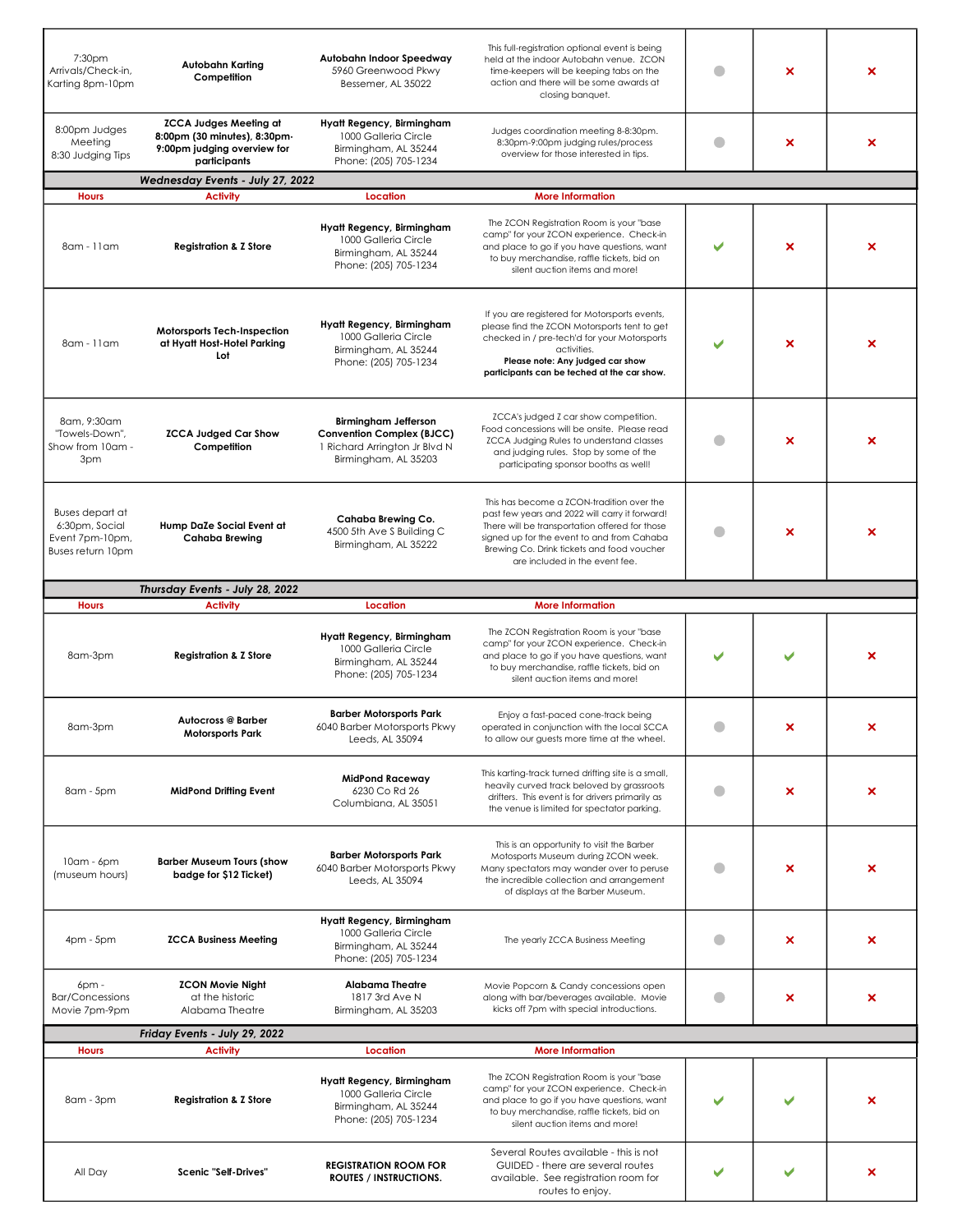| Hours | Activity | Location | More Information | | | |
|---|---|---|---|---|---|---|
| 7:30pm Arrivals/Check-in, Karting 8pm-10pm | **Autobahn Karting Competition** | **Autobahn Indoor Speedway** 5960 Greenwood Pkwy Bessemer, AL 35022 | This full-registration optional event is being held at the indoor Autobahn venue. ZCON time-keepers will be keeping tabs on the action and there will be some awards at closing banquet. | ● | ✗ | ✗ |
| 8:00pm Judges Meeting 8:30 Judging Tips | **ZCCA Judges Meeting at 8:00pm (30 minutes), 8:30pm-9:00pm judging overview for participants** | **Hyatt Regency, Birmingham** 1000 Galleria Circle Birmingham, AL 35244 Phone: (205) 705-1234 | Judges coordination meeting 8-8:30pm. 8:30pm-9:00pm judging rules/process overview for those interested in tips. | ● | ✗ | ✗ |
| ***Wednesday Events - July 27, 2022*** | | | | | | |
| **Hours** | **Activity** | **Location** | **More Information** | | | |
| 8am - 11am | **Registration & Z Store** | **Hyatt Regency, Birmingham** 1000 Galleria Circle Birmingham, AL 35244 Phone: (205) 705-1234 | The ZCON Registration Room is your "base camp" for your ZCON experience. Check-in and place to go if you have questions, want to buy merchandise, raffle tickets, bid on silent auction items and more! | ✔ | ✗ | ✗ |
| 8am - 11am | **Motorsports Tech-Inspection at Hyatt Host-Hotel Parking Lot** | **Hyatt Regency, Birmingham** 1000 Galleria Circle Birmingham, AL 35244 Phone: (205) 705-1234 | If you are registered for Motorsports events, please find the ZCON Motorsports tent to get checked in / pre-tech'd for your Motorsports activities. **Please note: Any judged car show participants can be teched at the car show.** | ✔ | ✗ | ✗ |
| 8am, 9:30am "Towels-Down", Show from 10am - 3pm | **ZCCA Judged Car Show Competition** | **Birmingham Jefferson Convention Complex (BJCC)** 1 Richard Arrington Jr Blvd N Birmingham, AL 35203 | ZCCA's judged Z car show competition. Food concessions will be onsite. Please read ZCCA Judging Rules to understand classes and judging rules. Stop by some of the participating sponsor booths as well! | ● | ✗ | ✗ |
| Buses depart at 6:30pm, Social Event 7pm-10pm, Buses return 10pm | **Hump DaZe Social Event at Cahaba Brewing** | **Cahaba Brewing Co.** 4500 5th Ave S Building C Birmingham, AL 35222 | This has become a ZCON-tradition over the past few years and 2022 will carry it forward! There will be transportation offered for those signed up for the event to and from Cahaba Brewing Co. Drink tickets and food voucher are included in the event fee. | ● | ✗ | ✗ |
| ***Thursday Events - July 28, 2022*** | | | | | | |
| **Hours** | **Activity** | **Location** | **More Information** | | | |
| 8am-3pm | **Registration & Z Store** | **Hyatt Regency, Birmingham** 1000 Galleria Circle Birmingham, AL 35244 Phone: (205) 705-1234 | The ZCON Registration Room is your "base camp" for your ZCON experience. Check-in and place to go if you have questions, want to buy merchandise, raffle tickets, bid on silent auction items and more! | ✔ | ✔ | ✗ |
| 8am-3pm | **Autocross @ Barber Motorsports Park** | **Barber Motorsports Park** 6040 Barber Motorsports Pkwy Leeds, AL 35094 | Enjoy a fast-paced cone-track being operated in conjunction with the local SCCA to allow our guests more time at the wheel. | ● | ✗ | ✗ |
| 8am - 5pm | **MidPond Drifting Event** | **MidPond Raceway** 6230 Co Rd 26 Columbiana, AL 35051 | This karting-track turned drifting site is a small, heavily curved track beloved by grassroots drifters. This event is for drivers primarily as the venue is limited for spectator parking. | ● | ✗ | ✗ |
| 10am - 6pm (museum hours) | **Barber Museum Tours (show badge for $12 Ticket)** | **Barber Motorsports Park** 6040 Barber Motorsports Pkwy Leeds, AL 35094 | This is an opportunity to visit the Barber Motorsports Museum during ZCON week. Many spectators may wander over to peruse the incredible collection and arrangement of displays at the Barber Museum. | ● | ✗ | ✗ |
| 4pm - 5pm | **ZCCA Business Meeting** | **Hyatt Regency, Birmingham** 1000 Galleria Circle Birmingham, AL 35244 Phone: (205) 705-1234 | The yearly ZCCA Business Meeting | ● | ✗ | ✗ |
| 6pm - Bar/Concessions Movie 7pm-9pm | **ZCON Movie Night** at the historic Alabama Theatre | **Alabama Theatre** 1817 3rd Ave N Birmingham, AL 35203 | Movie Popcorn & Candy concessions open along with bar/beverages available. Movie kicks off 7pm with special introductions. | ● | ✗ | ✗ |
| ***Friday Events - July 29, 2022*** | | | | | | |
| **Hours** | **Activity** | **Location** | **More Information** | | | |
| 8am - 3pm | **Registration & Z Store** | **Hyatt Regency, Birmingham** 1000 Galleria Circle Birmingham, AL 35244 Phone: (205) 705-1234 | The ZCON Registration Room is your "base camp" for your ZCON experience. Check-in and place to go if you have questions, want to buy merchandise, raffle tickets, bid on silent auction items and more! | ✔ | ✔ | ✗ |
| All Day | **Scenic "Self-Drives"** | **REGISTRATION ROOM FOR ROUTES / INSTRUCTIONS.** | Several Routes available - this is not GUIDED - there are several routes available. See registration room for routes to enjoy. | ✔ | ✔ | ✗ |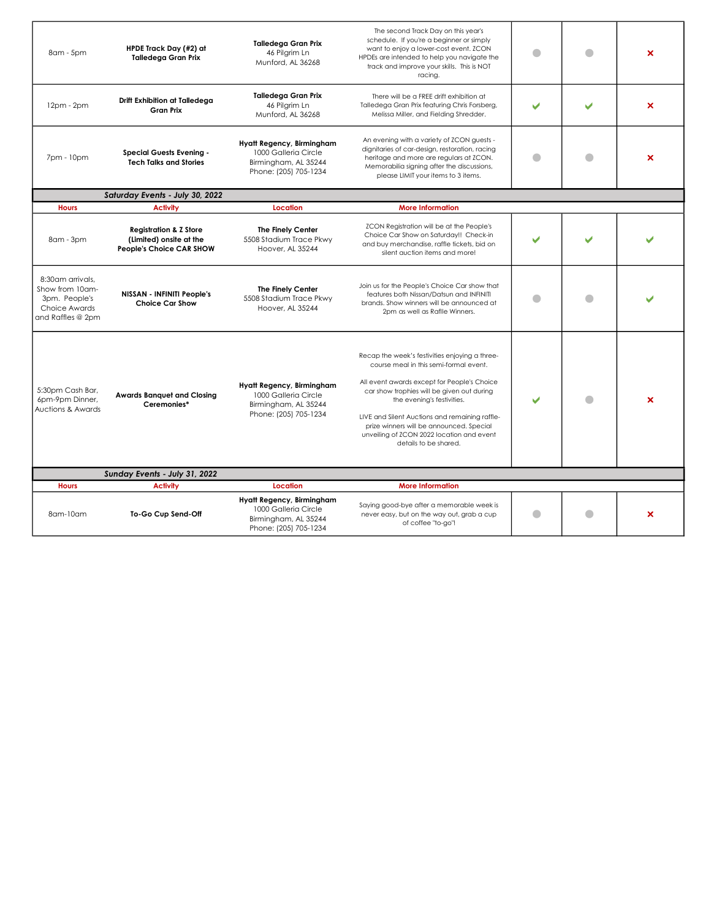| | | | | | | |
|---|---|---|---|---|---|---|
| 8am - 5pm | **HPDE Track Day (#2) at Talledega Gran Prix** | **Talledega Gran Prix** 46 Pilgrim Ln Munford, AL 36268 | The second Track Day on this year's schedule. If you're a beginner or simply want to enjoy a lower-cost event. ZCON HPDEs are intended to help you navigate the track and improve your skills. This is NOT racing. | ● | ● | ✗ |
| 12pm - 2pm | **Drift Exhibition at Talledega Gran Prix** | **Talledega Gran Prix** 46 Pilgrim Ln Munford, AL 36268 | There will be a FREE drift exhibition at Talledega Gran Prix featuring Chris Forsberg, Melissa Miller, and Fielding Shredder. | ✓ | ✓ | ✗ |
| 7pm - 10pm | **Special Guests Evening - Tech Talks and Stories** | **Hyatt Regency, Birmingham** 1000 Galleria Circle Birmingham, AL 35244 Phone: (205) 705-1234 | An evening with a variety of ZCON guests - dignitaries of car-design, restoration, racing heritage and more are regulars at ZCON. Memorabilia signing after the discussions, please LIMIT your items to 3 items. | ● | ● | ✗ |
| ***Saturday Events - July 30, 2022*** | | | | | | |
| **Hours** | **Activity** | **Location** | **More Information** | | | |
| 8am - 3pm | **Registration & Z Store (Limited) onsite at the People's Choice CAR SHOW** | **The Finely Center** 5508 Stadium Trace Pkwy Hoover, AL 35244 | ZCON Registration will be at the People's Choice Car Show on Saturday!! Check-in and buy merchandise, raffle tickets, bid on silent auction items and more! | ✓ | ✓ | ✓ |
| 8:30am arrivals, Show from 10am-3pm. People's Choice Awards and Raffles @ 2pm | **NISSAN - INFINITI People's Choice Car Show** | **The Finely Center** 5508 Stadium Trace Pkwy Hoover, AL 35244 | Join us for the People's Choice Car show that features both Nissan/Datsun and INFINITI brands. Show winners will be announced at 2pm as well as Raffle Winners. | ● | ● | ✓ |
| 5:30pm Cash Bar, 6pm-9pm Dinner, Auctions & Awards | **Awards Banquet and Closing Ceremonies*** | **Hyatt Regency, Birmingham** 1000 Galleria Circle Birmingham, AL 35244 Phone: (205) 705-1234 | Recap the week's festivities enjoying a three-course meal in this semi-formal event. All event awards except for People's Choice car show trophies will be given out during the evening's festivities. LIVE and Silent Auctions and remaining raffle-prize winners will be announced. Special unveiling of ZCON 2022 location and event details to be shared. | ✓ | ● | ✗ |
| ***Sunday Events - July 31, 2022*** | | | | | | |
| **Hours** | **Activity** | **Location** | **More Information** | | | |
| 8am-10am | **To-Go Cup Send-Off** | **Hyatt Regency, Birmingham** 1000 Galleria Circle Birmingham, AL 35244 Phone: (205) 705-1234 | Saying good-bye after a memorable week is never easy, but on the way out, grab a cup of coffee "to-go"! | ● | ● | ✗ |